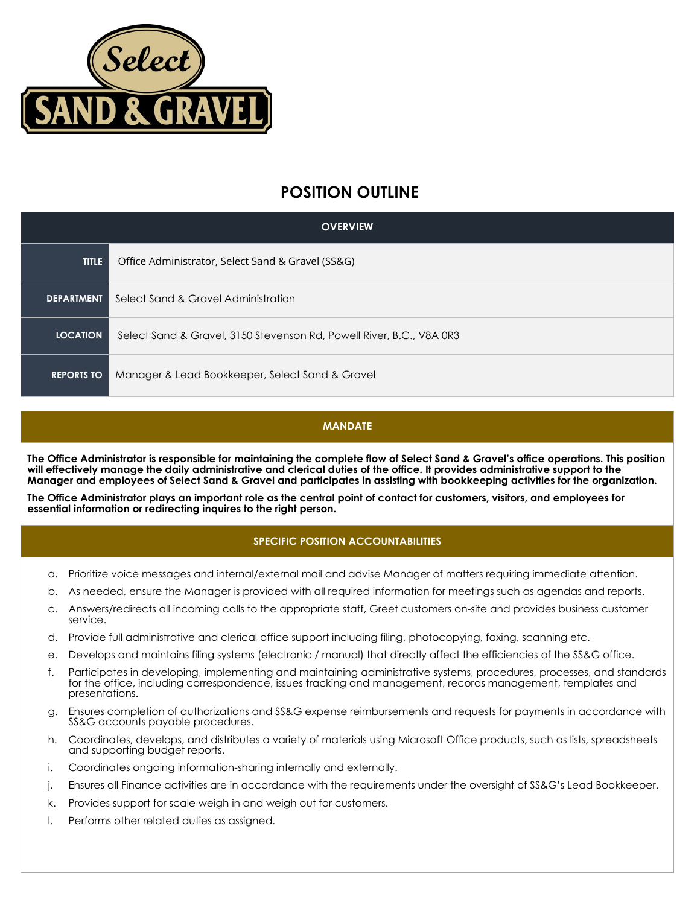# POSITION OUTLINE

| OVERVIEW | |
|---|---|
| **TITLE** | Office Administrator, Select Sand & Gravel (SS&G) |
| **DEPARTMENT** | Select Sand & Gravel Administration |
| **LOCATION** | Select Sand & Gravel, 3150 Stevenson Rd, Powell River, B.C., V8A 0R3 |
| **REPORTS TO** | Manager & Lead Bookkeeper, Select Sand & Gravel |

## MANDATE

**The Office Administrator is responsible for maintaining the complete flow of Select Sand & Gravel's office operations. This position will effectively manage the daily administrative and clerical duties of the office. It provides administrative support to the Manager and employees of Select Sand & Gravel and participates in assisting with bookkeeping activities for the organization.**

**The Office Administrator plays an important role as the central point of contact for customers, visitors, and employees for essential information or redirecting inquires to the right person.**

## SPECIFIC POSITION ACCOUNTABILITIES

a. Prioritize voice messages and internal/external mail and advise Manager of matters requiring immediate attention.

b. As needed, ensure the Manager is provided with all required information for meetings such as agendas and reports.

c. Answers/redirects all incoming calls to the appropriate staff, Greet customers on-site and provides business customer service.

d. Provide full administrative and clerical office support including filing, photocopying, faxing, scanning etc.

e. Develops and maintains filing systems (electronic / manual) that directly affect the efficiencies of the SS&G office.

f. Participates in developing, implementing and maintaining administrative systems, procedures, processes, and standards for the office, including correspondence, issues tracking and management, records management, templates and presentations.

g. Ensures completion of authorizations and SS&G expense reimbursements and requests for payments in accordance with SS&G accounts payable procedures.

h. Coordinates, develops, and distributes a variety of materials using Microsoft Office products, such as lists, spreadsheets and supporting budget reports.

i. Coordinates ongoing information-sharing internally and externally.

j. Ensures all Finance activities are in accordance with the requirements under the oversight of SS&G's Lead Bookkeeper.

k. Provides support for scale weigh in and weigh out for customers.

l. Performs other related duties as assigned.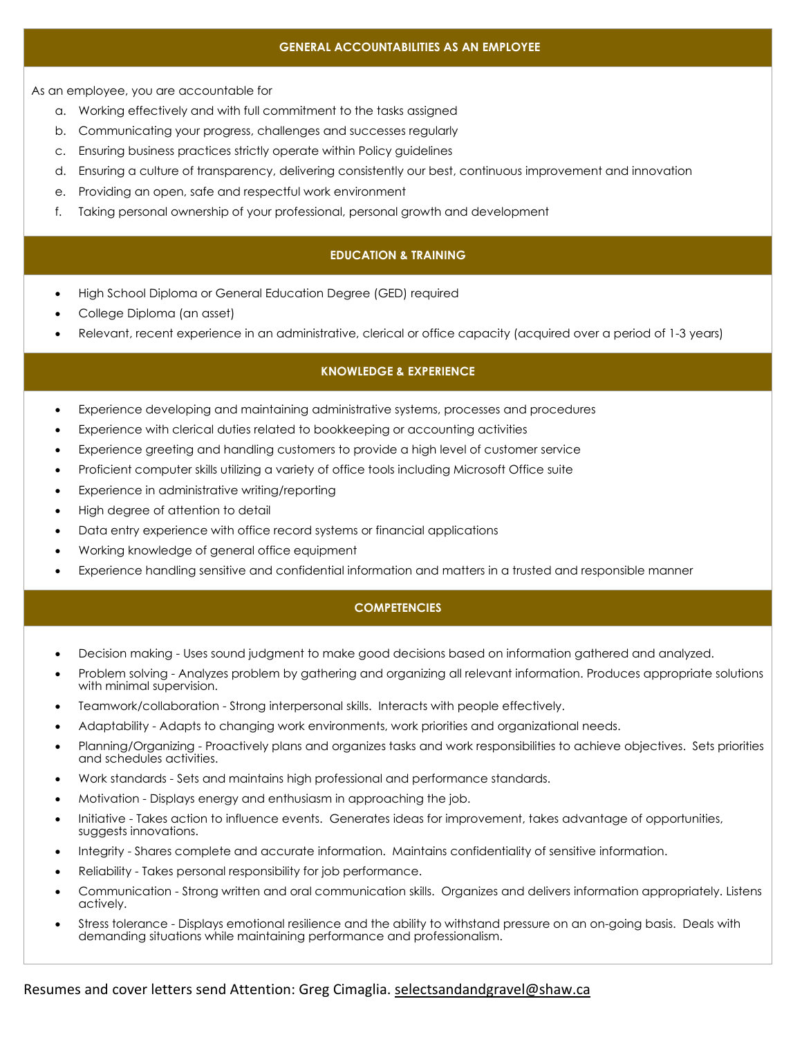## GENERAL ACCOUNTABILITIES AS AN EMPLOYEE

As an employee, you are accountable for

a. Working effectively and with full commitment to the tasks assigned
b. Communicating your progress, challenges and successes regularly
c. Ensuring business practices strictly operate within Policy guidelines
d. Ensuring a culture of transparency, delivering consistently our best, continuous improvement and innovation
e. Providing an open, safe and respectful work environment
f. Taking personal ownership of your professional, personal growth and development

## EDUCATION & TRAINING

- High School Diploma or General Education Degree (GED) required
- College Diploma (an asset)
- Relevant, recent experience in an administrative, clerical or office capacity (acquired over a period of 1-3 years)

## KNOWLEDGE & EXPERIENCE

- Experience developing and maintaining administrative systems, processes and procedures
- Experience with clerical duties related to bookkeeping or accounting activities
- Experience greeting and handling customers to provide a high level of customer service
- Proficient computer skills utilizing a variety of office tools including Microsoft Office suite
- Experience in administrative writing/reporting
- High degree of attention to detail
- Data entry experience with office record systems or financial applications
- Working knowledge of general office equipment
- Experience handling sensitive and confidential information and matters in a trusted and responsible manner

## COMPETENCIES

- Decision making - Uses sound judgment to make good decisions based on information gathered and analyzed.
- Problem solving - Analyzes problem by gathering and organizing all relevant information. Produces appropriate solutions with minimal supervision.
- Teamwork/collaboration - Strong interpersonal skills. Interacts with people effectively.
- Adaptability - Adapts to changing work environments, work priorities and organizational needs.
- Planning/Organizing - Proactively plans and organizes tasks and work responsibilities to achieve objectives. Sets priorities and schedules activities.
- Work standards - Sets and maintains high professional and performance standards.
- Motivation - Displays energy and enthusiasm in approaching the job.
- Initiative - Takes action to influence events. Generates ideas for improvement, takes advantage of opportunities, suggests innovations.
- Integrity - Shares complete and accurate information. Maintains confidentiality of sensitive information.
- Reliability - Takes personal responsibility for job performance.
- Communication - Strong written and oral communication skills. Organizes and delivers information appropriately. Listens actively.
- Stress tolerance - Displays emotional resilience and the ability to withstand pressure on an on-going basis. Deals with demanding situations while maintaining performance and professionalism.

Resumes and cover letters send Attention: Greg Cimaglia. selectsandandgravel@shaw.ca